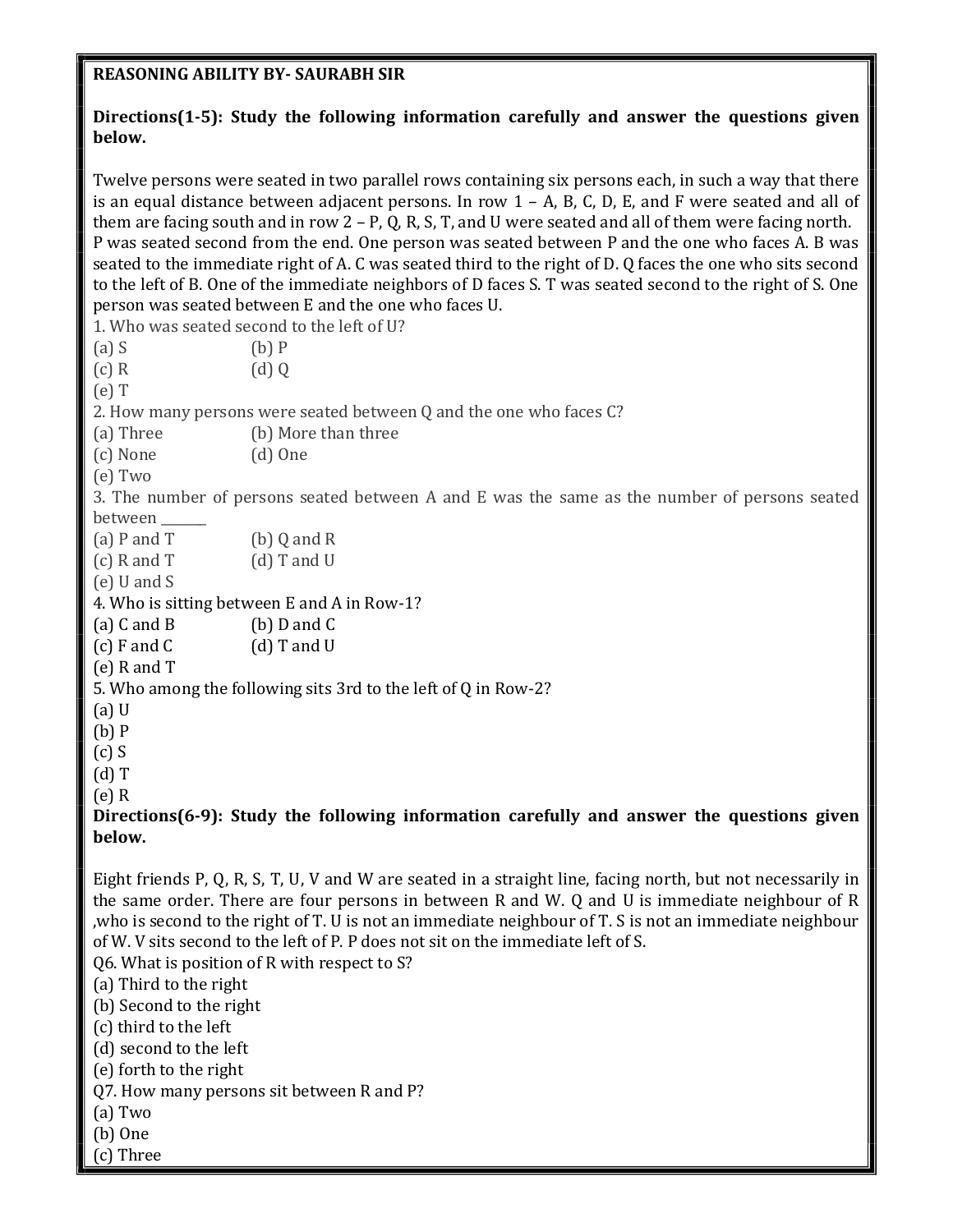**REASONING ABILITY BY- SAURABH SIR**

**Directions(1-5): Study the following information carefully and answer the questions given below.**

Twelve persons were seated in two parallel rows containing six persons each, in such a way that there is an equal distance between adjacent persons. In row 1 – A, B, C, D, E, and F were seated and all of them are facing south and in row 2 – P, Q, R, S, T, and U were seated and all of them were facing north. P was seated second from the end. One person was seated between P and the one who faces A. B was seated to the immediate right of A. C was seated third to the right of D. Q faces the one who sits second to the left of B. One of the immediate neighbors of D faces S. T was seated second to the right of S. One person was seated between E and the one who faces U.

1. Who was seated second to the left of U?

(a) S (b) P

(c) R (d) Q

(e) T

2. How many persons were seated between Q and the one who faces C?

(a) Three (b) More than three

(c) None (d) One

(e) Two

3. The number of persons seated between A and E was the same as the number of persons seated between _______

(a) P and T (b) Q and R

(c) R and T (d) T and U

(e) U and S

4. Who is sitting between E and A in Row-1?

(a) C and B (b) D and C

(c) F and C (d) T and U

(e) R and T

5. Who among the following sits 3rd to the left of Q in Row-2?

(a) U

(b) P

(c) S

(d) T

(e) R

**Directions(6-9): Study the following information carefully and answer the questions given below.**

Eight friends P, Q, R, S, T, U, V and W are seated in a straight line, facing north, but not necessarily in the same order. There are four persons in between R and W. Q and U is immediate neighbour of R ,who is second to the right of T. U is not an immediate neighbour of T. S is not an immediate neighbour of W. V sits second to the left of P. P does not sit on the immediate left of S.

Q6. What is position of R with respect to S?

(a) Third to the right

(b) Second to the right

(c) third to the left

(d) second to the left

(e) forth to the right

Q7. How many persons sit between R and P?

(a) Two

(b) One

(c) Three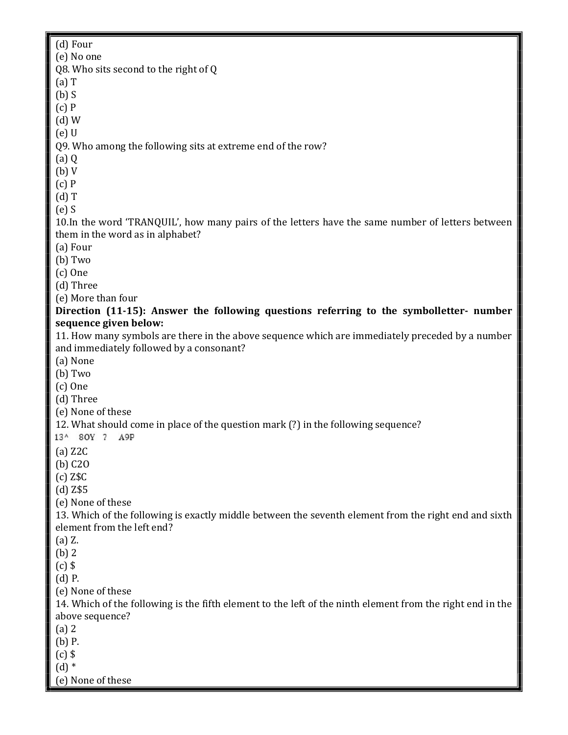(d) Four
(e) No one

Q8. Who sits second to the right of Q
(a) T
(b) S
(c) P
(d) W
(e) U

Q9. Who among the following sits at extreme end of the row?
(a) Q
(b) V
(c) P
(d) T
(e) S

10.In the word 'TRANQUIL', how many pairs of the letters have the same number of letters between them in the word as in alphabet?
(a) Four
(b) Two
(c) One
(d) Three
(e) More than four

**Direction (11-15): Answer the following questions referring to the symbolletter- number sequence given below:**

11. How many symbols are there in the above sequence which are immediately preceded by a number and immediately followed by a consonant?
(a) None
(b) Two
(c) One
(d) Three
(e) None of these

12. What should come in place of the question mark (?) in the following sequence?

13^ 8OY ? A9P

(a) Z2C
(b) C2O
(c) Z$C
(d) Z$5
(e) None of these

13. Which of the following is exactly middle between the seventh element from the right end and sixth element from the left end?
(a) Z.
(b) 2
(c) $
(d) P.
(e) None of these

14. Which of the following is the fifth element to the left of the ninth element from the right end in the above sequence?
(a) 2
(b) P.
(c) $
(d) *
(e) None of these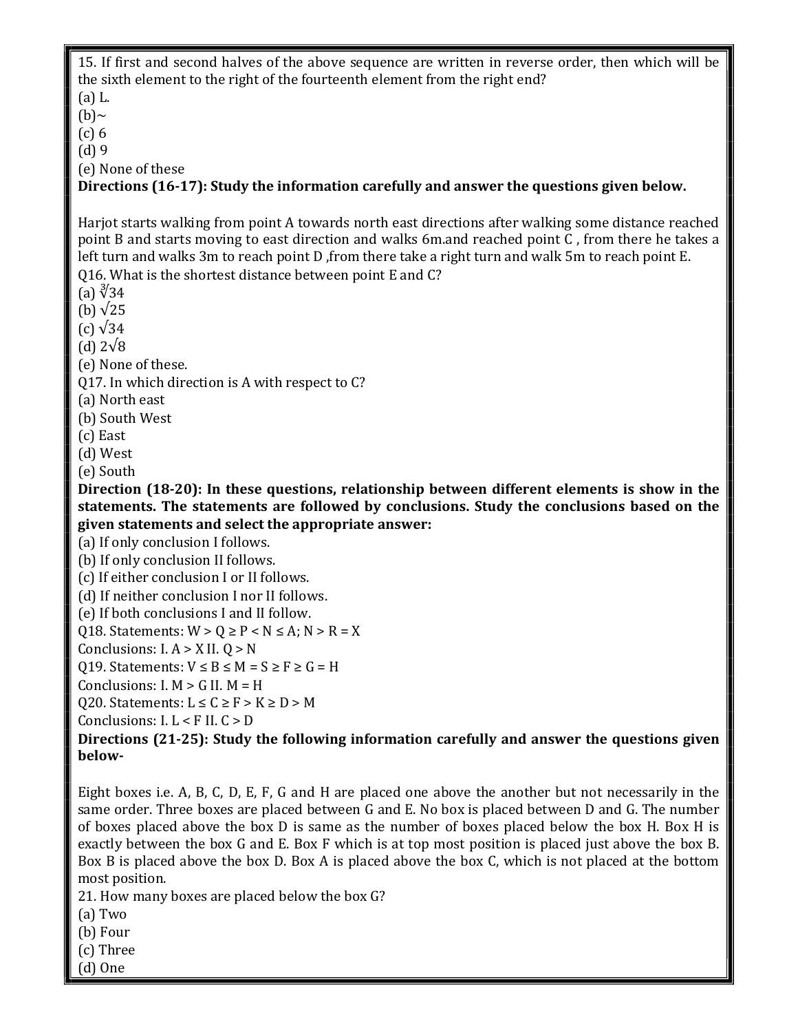15. If first and second halves of the above sequence are written in reverse order, then which will be the sixth element to the right of the fourteenth element from the right end?
(a) L.
(b)~
(c) 6
(d) 9
(e) None of these

**Directions (16-17): Study the information carefully and answer the questions given below.**

Harjot starts walking from point A towards north east directions after walking some distance reached point B and starts moving to east direction and walks 6m.and reached point C , from there he takes a left turn and walks 3m to reach point D ,from there take a right turn and walk 5m to reach point E.

Q16. What is the shortest distance between point E and C?
(a) $\sqrt[3]{34}$
(b) $\sqrt{25}$
(c) $\sqrt{34}$
(d) $2\sqrt{8}$
(e) None of these.

Q17. In which direction is A with respect to C?
(a) North east
(b) South West
(c) East
(d) West
(e) South

**Direction (18-20): In these questions, relationship between different elements is show in the statements. The statements are followed by conclusions. Study the conclusions based on the given statements and select the appropriate answer:**
(a) If only conclusion I follows.
(b) If only conclusion II follows.
(c) If either conclusion I or II follows.
(d) If neither conclusion I nor II follows.
(e) If both conclusions I and II follow.

Q18. Statements: $W > Q \geq P < N \leq A; N > R = X$
Conclusions: I. $A > X$ II. $Q > N$

Q19. Statements: $V \leq B \leq M = S \geq F \geq G = H$
Conclusions: I. $M > G$ II. $M = H$

Q20. Statements: $L \leq C \geq F > K \geq D > M$
Conclusions: I. $L < F$ II. $C > D$

**Directions (21-25): Study the following information carefully and answer the questions given below-**

Eight boxes i.e. A, B, C, D, E, F, G and H are placed one above the another but not necessarily in the same order. Three boxes are placed between G and E. No box is placed between D and G. The number of boxes placed above the box D is same as the number of boxes placed below the box H. Box H is exactly between the box G and E. Box F which is at top most position is placed just above the box B. Box B is placed above the box D. Box A is placed above the box C, which is not placed at the bottom most position.

21. How many boxes are placed below the box G?
(a) Two
(b) Four
(c) Three
(d) One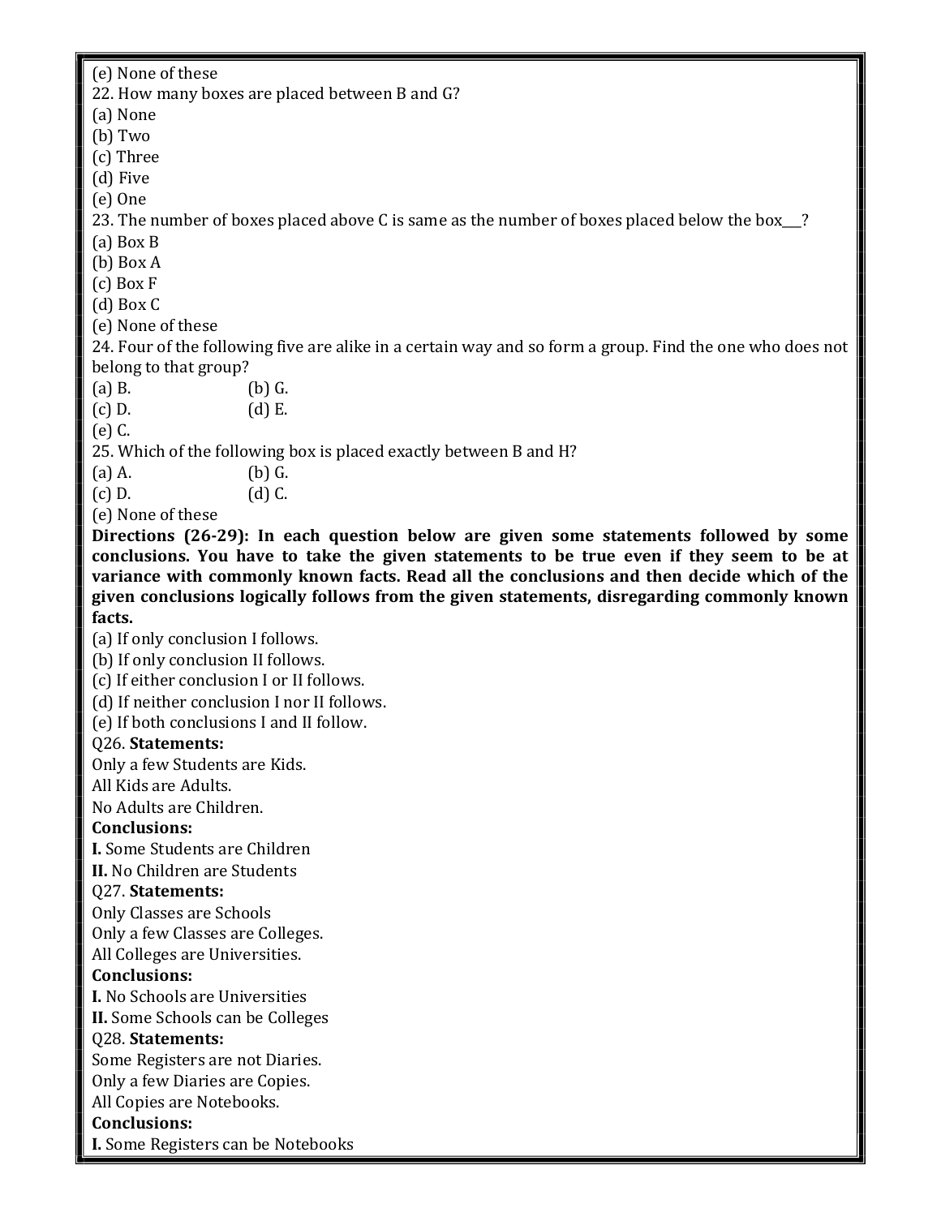(e) None of these

22. How many boxes are placed between B and G?

(a) None
(b) Two
(c) Three
(d) Five
(e) One

23. The number of boxes placed above C is same as the number of boxes placed below the box___?

(a) Box B
(b) Box A
(c) Box F
(d) Box C
(e) None of these

24. Four of the following five are alike in a certain way and so form a group. Find the one who does not belong to that group?

(a) B.
(b) G.
(c) D.
(d) E.
(e) C.

25. Which of the following box is placed exactly between B and H?

(a) A.
(b) G.
(c) D.
(d) C.
(e) None of these

**Directions (26-29): In each question below are given some statements followed by some conclusions. You have to take the given statements to be true even if they seem to be at variance with commonly known facts. Read all the conclusions and then decide which of the given conclusions logically follows from the given statements, disregarding commonly known facts.**

(a) If only conclusion I follows.
(b) If only conclusion II follows.
(c) If either conclusion I or II follows.
(d) If neither conclusion I nor II follows.
(e) If both conclusions I and II follow.

Q26. **Statements:**

Only a few Students are Kids.
All Kids are Adults.
No Adults are Children.

**Conclusions:**

**I.** Some Students are Children
**II.** No Children are Students

Q27. **Statements:**

Only Classes are Schools
Only a few Classes are Colleges.
All Colleges are Universities.

**Conclusions:**

**I.** No Schools are Universities
**II.** Some Schools can be Colleges

Q28. **Statements:**

Some Registers are not Diaries.
Only a few Diaries are Copies.
All Copies are Notebooks.

**Conclusions:**

**I.** Some Registers can be Notebooks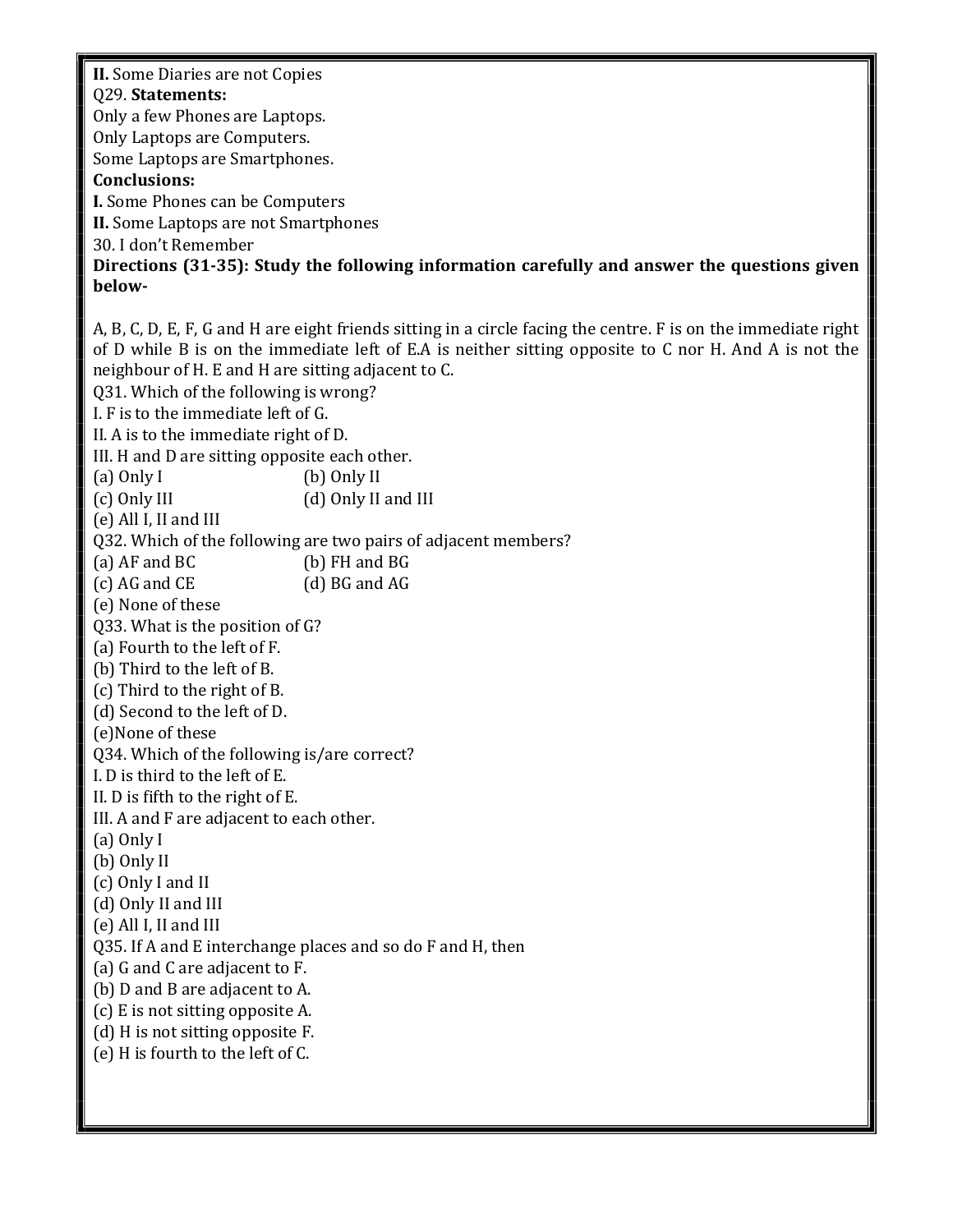**II.** Some Diaries are not Copies

Q29. **Statements:**

Only a few Phones are Laptops.

Only Laptops are Computers.

Some Laptops are Smartphones.

**Conclusions:**

**I.** Some Phones can be Computers

**II.** Some Laptops are not Smartphones

30. I don't Remember

**Directions (31-35): Study the following information carefully and answer the questions given below-**

A, B, C, D, E, F, G and H are eight friends sitting in a circle facing the centre. F is on the immediate right of D while B is on the immediate left of E.A is neither sitting opposite to C nor H. And A is not the neighbour of H. E and H are sitting adjacent to C.

Q31. Which of the following is wrong?

I. F is to the immediate left of G.

II. A is to the immediate right of D.

III. H and D are sitting opposite each other.

(a) Only I (b) Only II

(c) Only III (d) Only II and III

(e) All I, II and III

Q32. Which of the following are two pairs of adjacent members?

(a) AF and BC (b) FH and BG

(c) AG and CE (d) BG and AG

(e) None of these

Q33. What is the position of G?

(a) Fourth to the left of F.

(b) Third to the left of B.

(c) Third to the right of B.

(d) Second to the left of D.

(e)None of these

Q34. Which of the following is/are correct?

I. D is third to the left of E.

II. D is fifth to the right of E.

III. A and F are adjacent to each other.

(a) Only I

(b) Only II

(c) Only I and II

(d) Only II and III

(e) All I, II and III

Q35. If A and E interchange places and so do F and H, then

(a) G and C are adjacent to F.

(b) D and B are adjacent to A.

(c) E is not sitting opposite A.

(d) H is not sitting opposite F.

(e) H is fourth to the left of C.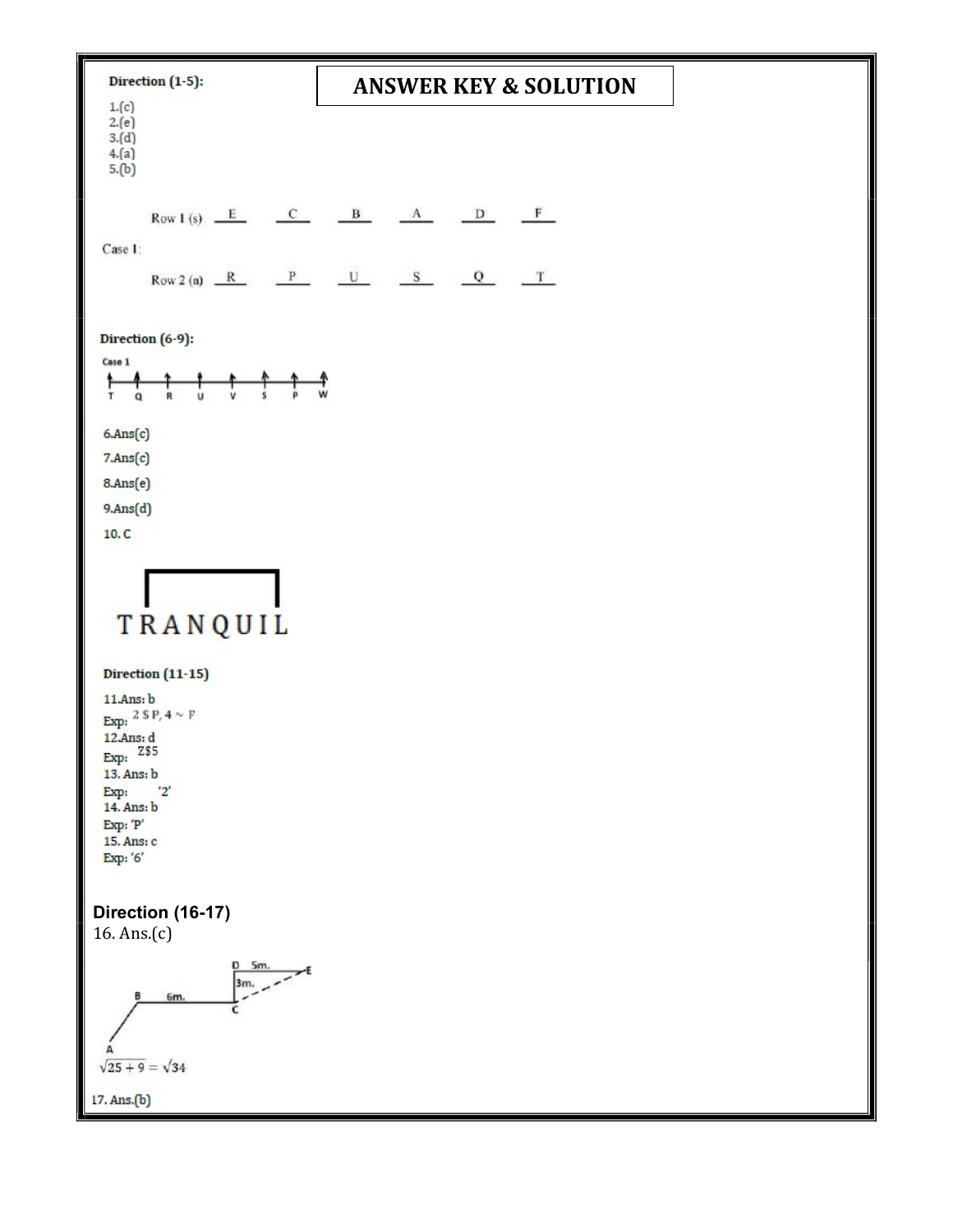## ANSWER KEY & SOLUTION

**Direction (1-5):**

1.(c)
2.(e)
3.(d)
4.(a)
5.(b)

Case 1:

| | | | | | | |
|---|---|---|---|---|---|---|
| Row 1 (s) | E | C | B | A | D | F |
| Row 2 (n) | R | P | U | S | Q | T |

**Direction (6-9):**

Case 1

T Q R U V S P W

6.Ans(c)

7.Ans(c)

8.Ans(e)

9.Ans(d)

10. C

TRANQUIL

**Direction (11-15)**

11.Ans: b
Exp: 2 $ P, 4 ~ F
12.Ans: d
Exp: Z$5
13. Ans: b
Exp: '2'
14. Ans: b
Exp: 'P'
15. Ans: c
Exp: '6'

**Direction (16-17)**

16. Ans.(c)

A, B 6m., C, D 3m., D 5m. E

$\sqrt{25+9} = \sqrt{34}$

17. Ans.(b)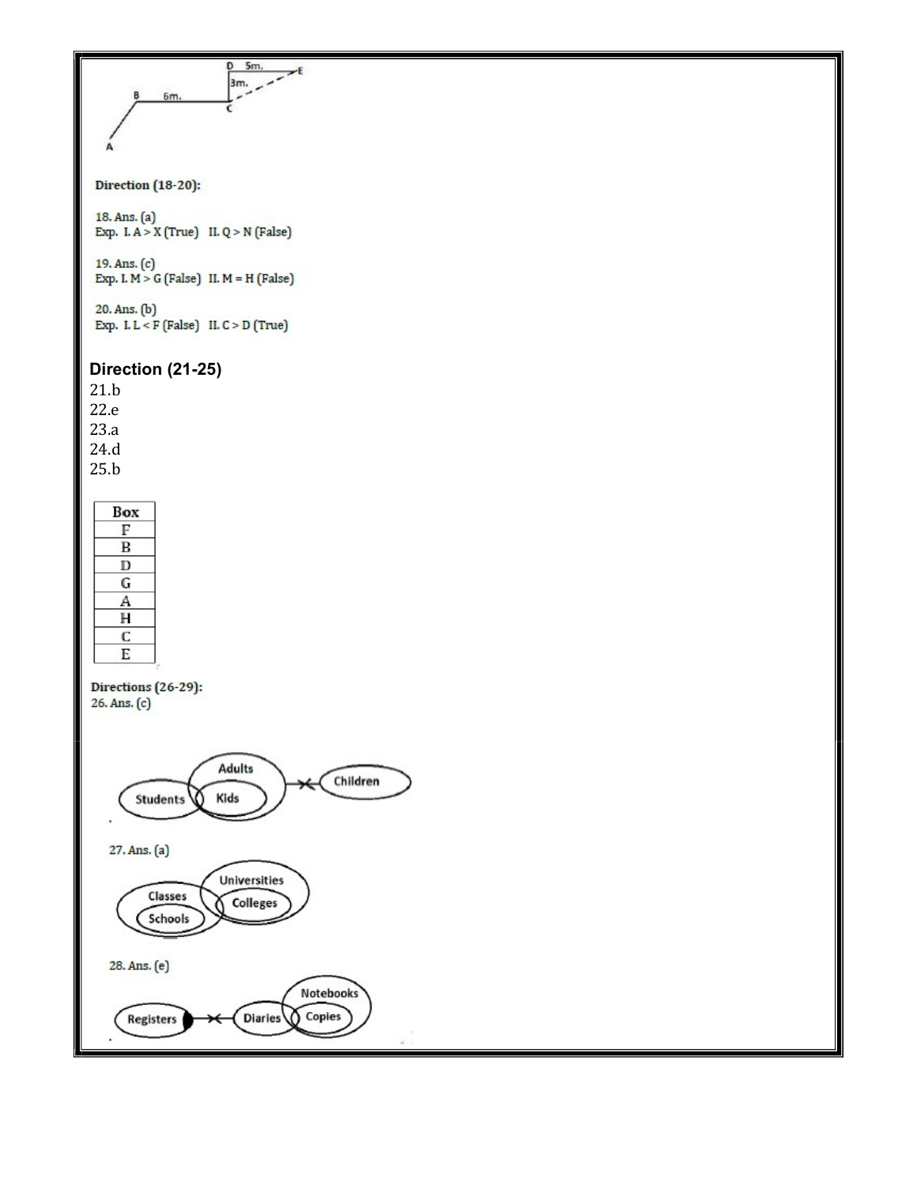**Direction (18-20):**

18. Ans. (a)
Exp. I. A > X (True) II. Q > N (False)

19. Ans. (c)
Exp. I. M > G (False) II. M = H (False)

20. Ans. (b)
Exp. I. L < F (False) II. C > D (True)

**Direction (21-25)**

21.b
22.e
23.a
24.d
25.b

| Box |
|---|
| F |
| B |
| D |
| G |
| A |
| H |
| C |
| E |

**Directions (26-29):**

26. Ans. (c)

27. Ans. (a)

28. Ans. (e)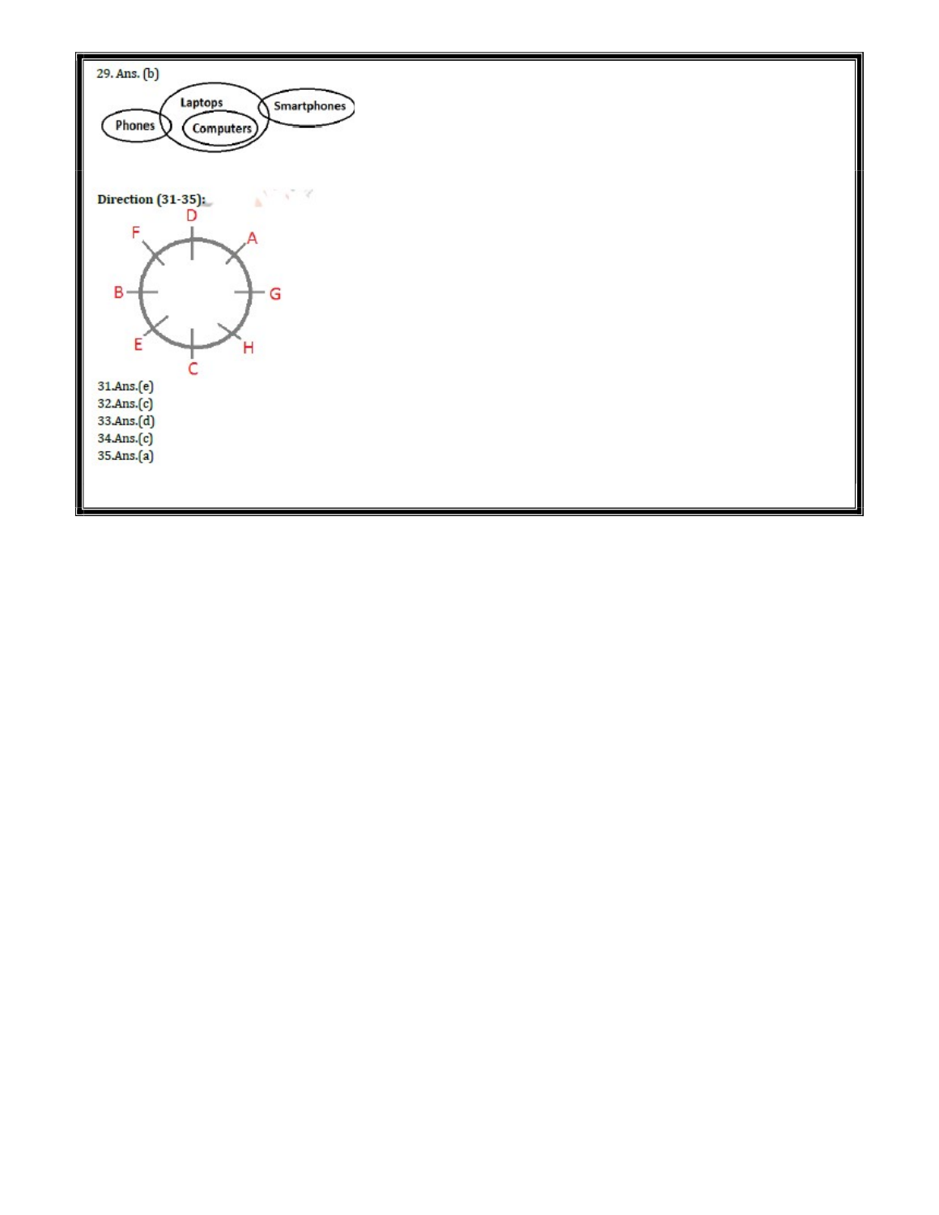29. Ans. (b)

Laptops

Phones

Computers

Smartphones

**Direction (31-35):**

D

F

A

B

G

E

H

C

31.Ans.(e)
32.Ans.(c)
33.Ans.(d)
34.Ans.(c)
35.Ans.(a)